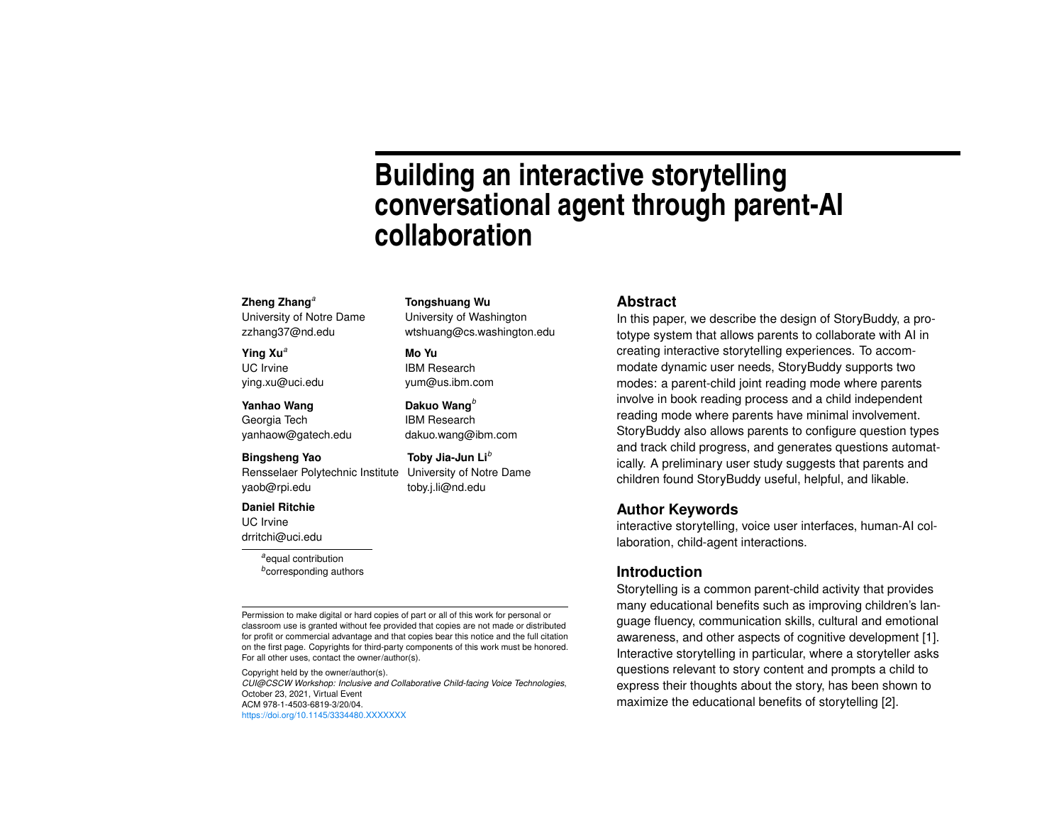# Building an interactive storytelling conversational agent through parent-AI collaboration

**Zheng Zhang**[a]
University of Notre Dame
zzhang37@nd.edu

**Ying Xu**[a]
UC Irvine
ying.xu@uci.edu

**Yanhao Wang**
Georgia Tech
yanhaow@gatech.edu

**Bingsheng Yao**
Rensselaer Polytechnic Institute
yaob@rpi.edu

**Daniel Ritchie**
UC Irvine
drritchi@uci.edu

**Tongshuang Wu**
University of Washington
wtshuang@cs.washington.edu

**Mo Yu**
IBM Research
yum@us.ibm.com

**Dakuo Wang**[b]
IBM Research
dakuo.wang@ibm.com

**Toby Jia-Jun Li**[b]
University of Notre Dame
toby.j.li@nd.edu

[a]equal contribution
[b]corresponding authors

Permission to make digital or hard copies of part or all of this work for personal or classroom use is granted without fee provided that copies are not made or distributed for profit or commercial advantage and that copies bear this notice and the full citation on the first page. Copyrights for third-party components of this work must be honored. For all other uses, contact the owner/author(s).

Copyright held by the owner/author(s).
*CUI@CSCW Workshop: Inclusive and Collaborative Child-facing Voice Technologies*, October 23, 2021, Virtual Event
ACM 978-1-4503-6819-3/20/04.
https://doi.org/10.1145/3334480.XXXXXXX

## Abstract

In this paper, we describe the design of StoryBuddy, a prototype system that allows parents to collaborate with AI in creating interactive storytelling experiences. To accommodate dynamic user needs, StoryBuddy supports two modes: a parent-child joint reading mode where parents involve in book reading process and a child independent reading mode where parents have minimal involvement. StoryBuddy also allows parents to configure question types and track child progress, and generates questions automatically. A preliminary user study suggests that parents and children found StoryBuddy useful, helpful, and likable.

## Author Keywords

interactive storytelling, voice user interfaces, human-AI collaboration, child-agent interactions.

## Introduction

Storytelling is a common parent-child activity that provides many educational benefits such as improving children's language fluency, communication skills, cultural and emotional awareness, and other aspects of cognitive development [1]. Interactive storytelling in particular, where a storyteller asks questions relevant to story content and prompts a child to express their thoughts about the story, has been shown to maximize the educational benefits of storytelling [2].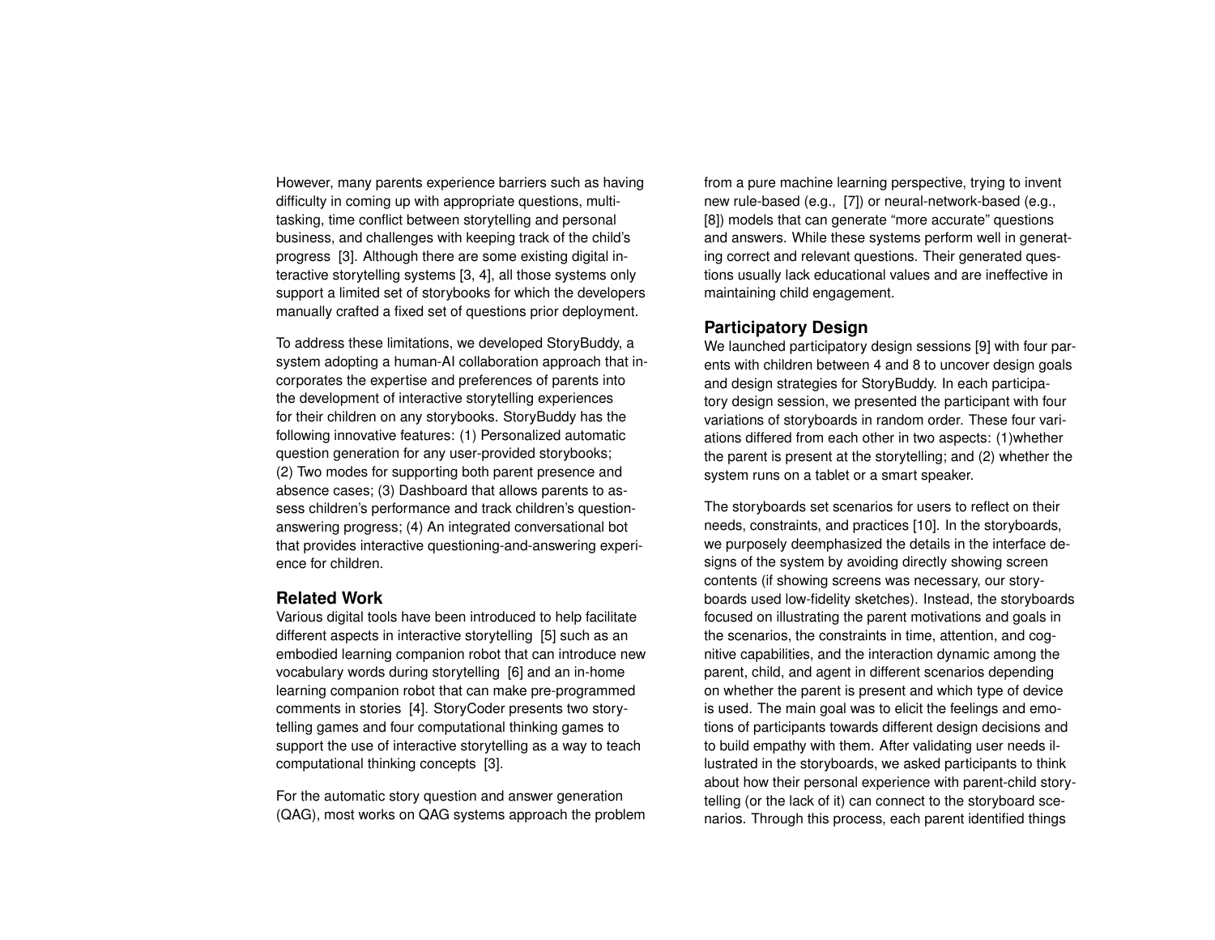However, many parents experience barriers such as having difficulty in coming up with appropriate questions, multi-tasking, time conflict between storytelling and personal business, and challenges with keeping track of the child's progress [3]. Although there are some existing digital interactive storytelling systems [3, 4], all those systems only support a limited set of storybooks for which the developers manually crafted a fixed set of questions prior deployment.

To address these limitations, we developed StoryBuddy, a system adopting a human-AI collaboration approach that incorporates the expertise and preferences of parents into the development of interactive storytelling experiences for their children on any storybooks. StoryBuddy has the following innovative features: (1) Personalized automatic question generation for any user-provided storybooks; (2) Two modes for supporting both parent presence and absence cases; (3) Dashboard that allows parents to assess children's performance and track children's question-answering progress; (4) An integrated conversational bot that provides interactive questioning-and-answering experience for children.

## Related Work

Various digital tools have been introduced to help facilitate different aspects in interactive storytelling [5] such as an embodied learning companion robot that can introduce new vocabulary words during storytelling [6] and an in-home learning companion robot that can make pre-programmed comments in stories [4]. StoryCoder presents two storytelling games and four computational thinking games to support the use of interactive storytelling as a way to teach computational thinking concepts [3].

For the automatic story question and answer generation (QAG), most works on QAG systems approach the problem from a pure machine learning perspective, trying to invent new rule-based (e.g., [7]) or neural-network-based (e.g., [8]) models that can generate "more accurate" questions and answers. While these systems perform well in generating correct and relevant questions. Their generated questions usually lack educational values and are ineffective in maintaining child engagement.

## Participatory Design

We launched participatory design sessions [9] with four parents with children between 4 and 8 to uncover design goals and design strategies for StoryBuddy. In each participatory design session, we presented the participant with four variations of storyboards in random order. These four variations differed from each other in two aspects: (1)whether the parent is present at the storytelling; and (2) whether the system runs on a tablet or a smart speaker.

The storyboards set scenarios for users to reflect on their needs, constraints, and practices [10]. In the storyboards, we purposely deemphasized the details in the interface designs of the system by avoiding directly showing screen contents (if showing screens was necessary, our storyboards used low-fidelity sketches). Instead, the storyboards focused on illustrating the parent motivations and goals in the scenarios, the constraints in time, attention, and cognitive capabilities, and the interaction dynamic among the parent, child, and agent in different scenarios depending on whether the parent is present and which type of device is used. The main goal was to elicit the feelings and emotions of participants towards different design decisions and to build empathy with them. After validating user needs illustrated in the storyboards, we asked participants to think about how their personal experience with parent-child storytelling (or the lack of it) can connect to the storyboard scenarios. Through this process, each parent identified things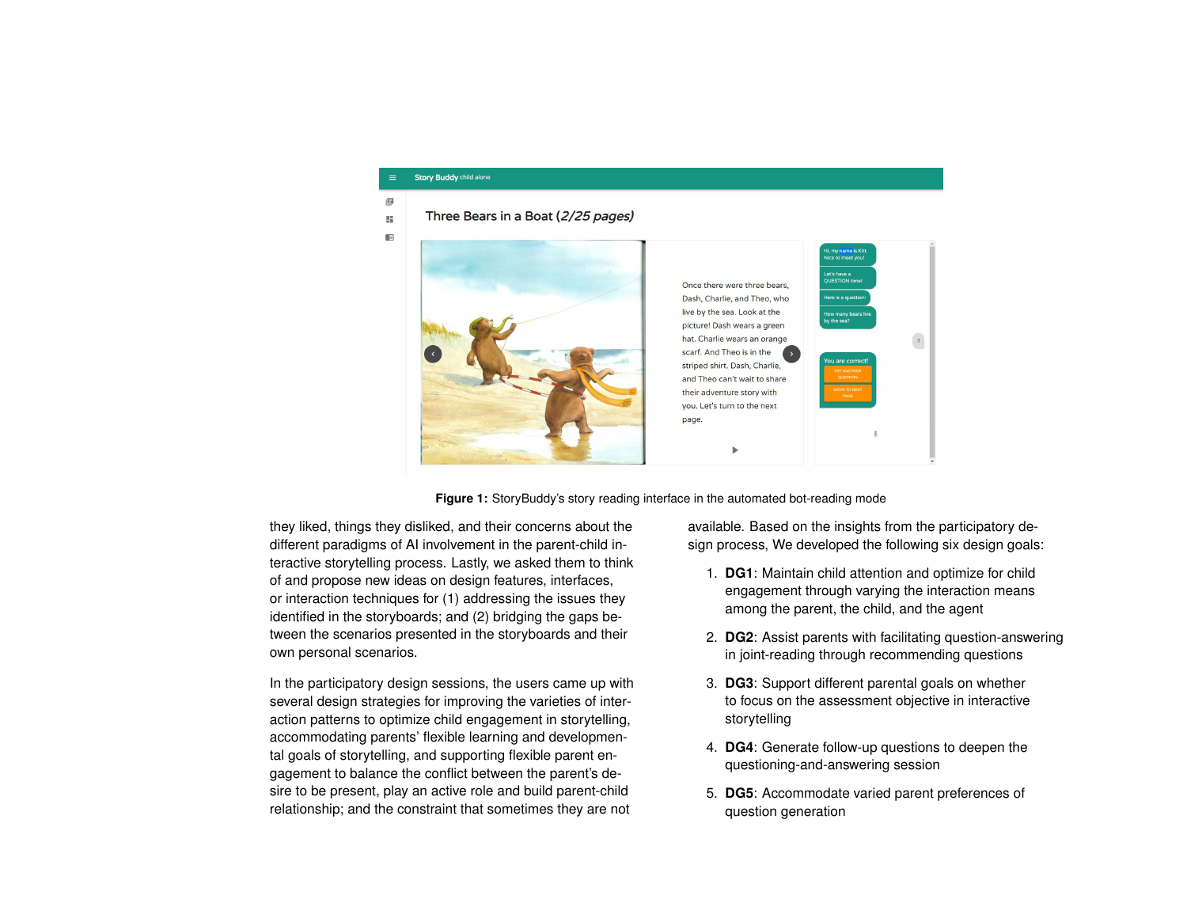Figure 1: StoryBuddy's story reading interface in the automated bot-reading mode

they liked, things they disliked, and their concerns about the different paradigms of AI involvement in the parent-child interactive storytelling process. Lastly, we asked them to think of and propose new ideas on design features, interfaces, or interaction techniques for (1) addressing the issues they identified in the storyboards; and (2) bridging the gaps between the scenarios presented in the storyboards and their own personal scenarios.

In the participatory design sessions, the users came up with several design strategies for improving the varieties of interaction patterns to optimize child engagement in storytelling, accommodating parents' flexible learning and developmental goals of storytelling, and supporting flexible parent engagement to balance the conflict between the parent's desire to be present, play an active role and build parent-child relationship; and the constraint that sometimes they are not available. Based on the insights from the participatory design process, We developed the following six design goals:

1. **DG1**: Maintain child attention and optimize for child engagement through varying the interaction means among the parent, the child, and the agent
2. **DG2**: Assist parents with facilitating question-answering in joint-reading through recommending questions
3. **DG3**: Support different parental goals on whether to focus on the assessment objective in interactive storytelling
4. **DG4**: Generate follow-up questions to deepen the questioning-and-answering session
5. **DG5**: Accommodate varied parent preferences of question generation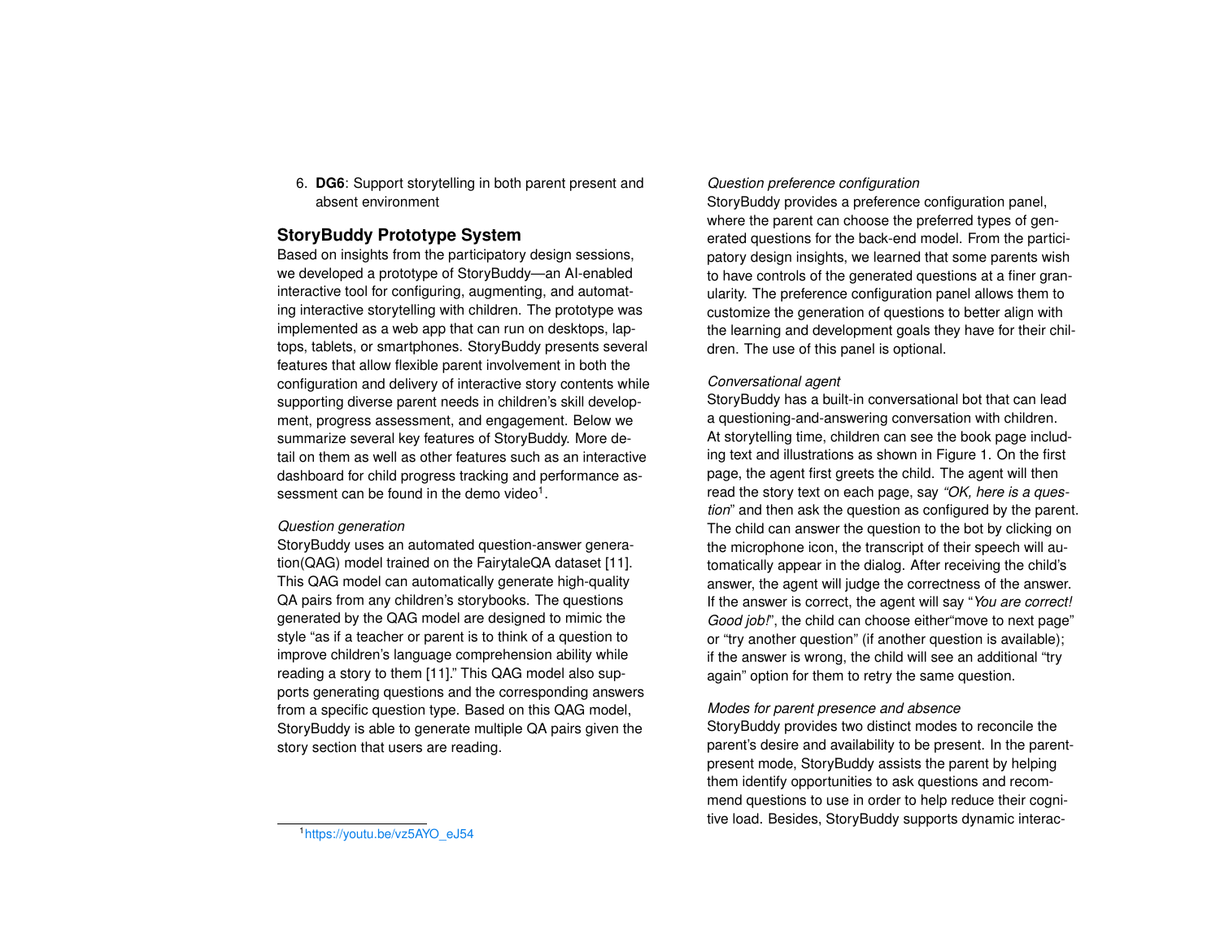6. **DG6**: Support storytelling in both parent present and absent environment

## StoryBuddy Prototype System

Based on insights from the participatory design sessions, we developed a prototype of StoryBuddy—an AI-enabled interactive tool for configuring, augmenting, and automating interactive storytelling with children. The prototype was implemented as a web app that can run on desktops, laptops, tablets, or smartphones. StoryBuddy presents several features that allow flexible parent involvement in both the configuration and delivery of interactive story contents while supporting diverse parent needs in children's skill development, progress assessment, and engagement. Below we summarize several key features of StoryBuddy. More detail on them as well as other features such as an interactive dashboard for child progress tracking and performance assessment can be found in the demo video[1].

*Question generation*

StoryBuddy uses an automated question-answer generation(QAG) model trained on the FairytaleQA dataset [11]. This QAG model can automatically generate high-quality QA pairs from any children's storybooks. The questions generated by the QAG model are designed to mimic the style "as if a teacher or parent is to think of a question to improve children's language comprehension ability while reading a story to them [11]." This QAG model also supports generating questions and the corresponding answers from a specific question type. Based on this QAG model, StoryBuddy is able to generate multiple QA pairs given the story section that users are reading.

*Question preference configuration*

StoryBuddy provides a preference configuration panel, where the parent can choose the preferred types of generated questions for the back-end model. From the participatory design insights, we learned that some parents wish to have controls of the generated questions at a finer granularity. The preference configuration panel allows them to customize the generation of questions to better align with the learning and development goals they have for their children. The use of this panel is optional.

*Conversational agent*

StoryBuddy has a built-in conversational bot that can lead a questioning-and-answering conversation with children. At storytelling time, children can see the book page including text and illustrations as shown in Figure 1. On the first page, the agent first greets the child. The agent will then read the story text on each page, say *"OK, here is a question*" and then ask the question as configured by the parent. The child can answer the question to the bot by clicking on the microphone icon, the transcript of their speech will automatically appear in the dialog. After receiving the child's answer, the agent will judge the correctness of the answer. If the answer is correct, the agent will say "*You are correct! Good job!*", the child can choose either"move to next page" or "try another question" (if another question is available); if the answer is wrong, the child will see an additional "try again" option for them to retry the same question.

*Modes for parent presence and absence*

StoryBuddy provides two distinct modes to reconcile the parent's desire and availability to be present. In the parent-present mode, StoryBuddy assists the parent by helping them identify opportunities to ask questions and recommend questions to use in order to help reduce their cognitive load. Besides, StoryBuddy supports dynamic interac-

[1] https://youtu.be/vz5AYO_eJ54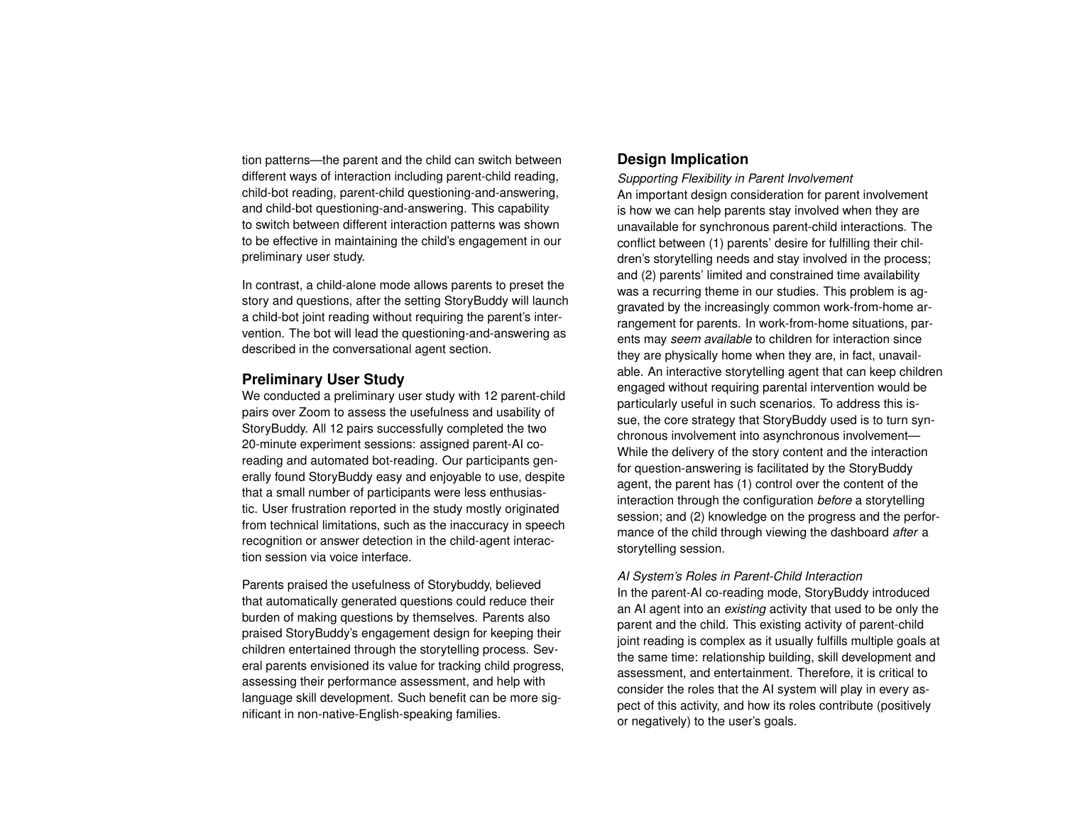tion patterns—the parent and the child can switch between different ways of interaction including parent-child reading, child-bot reading, parent-child questioning-and-answering, and child-bot questioning-and-answering. This capability to switch between different interaction patterns was shown to be effective in maintaining the child's engagement in our preliminary user study.

In contrast, a child-alone mode allows parents to preset the story and questions, after the setting StoryBuddy will launch a child-bot joint reading without requiring the parent's intervention. The bot will lead the questioning-and-answering as described in the conversational agent section.

## Preliminary User Study

We conducted a preliminary user study with 12 parent-child pairs over Zoom to assess the usefulness and usability of StoryBuddy. All 12 pairs successfully completed the two 20-minute experiment sessions: assigned parent-AI co-reading and automated bot-reading. Our participants generally found StoryBuddy easy and enjoyable to use, despite that a small number of participants were less enthusiastic. User frustration reported in the study mostly originated from technical limitations, such as the inaccuracy in speech recognition or answer detection in the child-agent interaction session via voice interface.

Parents praised the usefulness of Storybuddy, believed that automatically generated questions could reduce their burden of making questions by themselves. Parents also praised StoryBuddy's engagement design for keeping their children entertained through the storytelling process. Several parents envisioned its value for tracking child progress, assessing their performance assessment, and help with language skill development. Such benefit can be more significant in non-native-English-speaking families.

## Design Implication

*Supporting Flexibility in Parent Involvement*

An important design consideration for parent involvement is how we can help parents stay involved when they are unavailable for synchronous parent-child interactions. The conflict between (1) parents' desire for fulfilling their children's storytelling needs and stay involved in the process; and (2) parents' limited and constrained time availability was a recurring theme in our studies. This problem is aggravated by the increasingly common work-from-home arrangement for parents. In work-from-home situations, parents may *seem available* to children for interaction since they are physically home when they are, in fact, unavailable. An interactive storytelling agent that can keep children engaged without requiring parental intervention would be particularly useful in such scenarios. To address this issue, the core strategy that StoryBuddy used is to turn synchronous involvement into asynchronous involvement—While the delivery of the story content and the interaction for question-answering is facilitated by the StoryBuddy agent, the parent has (1) control over the content of the interaction through the configuration *before* a storytelling session; and (2) knowledge on the progress and the performance of the child through viewing the dashboard *after* a storytelling session.

*AI System's Roles in Parent-Child Interaction*

In the parent-AI co-reading mode, StoryBuddy introduced an AI agent into an *existing* activity that used to be only the parent and the child. This existing activity of parent-child joint reading is complex as it usually fulfills multiple goals at the same time: relationship building, skill development and assessment, and entertainment. Therefore, it is critical to consider the roles that the AI system will play in every aspect of this activity, and how its roles contribute (positively or negatively) to the user's goals.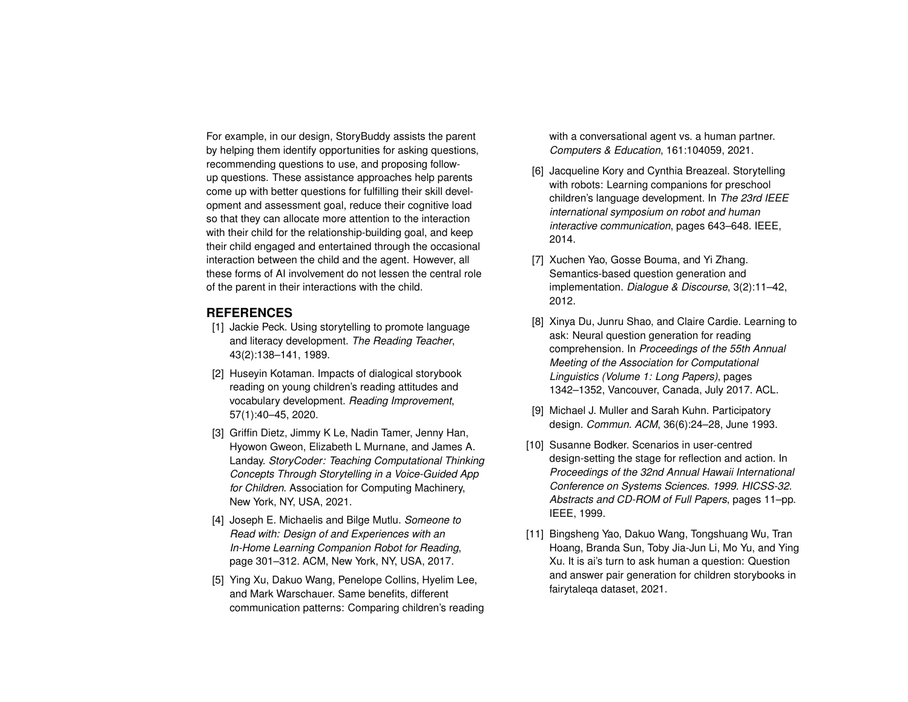For example, in our design, StoryBuddy assists the parent by helping them identify opportunities for asking questions, recommending questions to use, and proposing follow-up questions. These assistance approaches help parents come up with better questions for fulfilling their skill development and assessment goal, reduce their cognitive load so that they can allocate more attention to the interaction with their child for the relationship-building goal, and keep their child engaged and entertained through the occasional interaction between the child and the agent. However, all these forms of AI involvement do not lessen the central role of the parent in their interactions with the child.

## REFERENCES

[1] Jackie Peck. Using storytelling to promote language and literacy development. *The Reading Teacher*, 43(2):138–141, 1989.

[2] Huseyin Kotaman. Impacts of dialogical storybook reading on young children's reading attitudes and vocabulary development. *Reading Improvement*, 57(1):40–45, 2020.

[3] Griffin Dietz, Jimmy K Le, Nadin Tamer, Jenny Han, Hyowon Gweon, Elizabeth L Murnane, and James A. Landay. *StoryCoder: Teaching Computational Thinking Concepts Through Storytelling in a Voice-Guided App for Children*. Association for Computing Machinery, New York, NY, USA, 2021.

[4] Joseph E. Michaelis and Bilge Mutlu. *Someone to Read with: Design of and Experiences with an In-Home Learning Companion Robot for Reading*, page 301–312. ACM, New York, NY, USA, 2017.

[5] Ying Xu, Dakuo Wang, Penelope Collins, Hyelim Lee, and Mark Warschauer. Same benefits, different communication patterns: Comparing children's reading with a conversational agent vs. a human partner. *Computers & Education*, 161:104059, 2021.

[6] Jacqueline Kory and Cynthia Breazeal. Storytelling with robots: Learning companions for preschool children's language development. In *The 23rd IEEE international symposium on robot and human interactive communication*, pages 643–648. IEEE, 2014.

[7] Xuchen Yao, Gosse Bouma, and Yi Zhang. Semantics-based question generation and implementation. *Dialogue & Discourse*, 3(2):11–42, 2012.

[8] Xinya Du, Junru Shao, and Claire Cardie. Learning to ask: Neural question generation for reading comprehension. In *Proceedings of the 55th Annual Meeting of the Association for Computational Linguistics (Volume 1: Long Papers)*, pages 1342–1352, Vancouver, Canada, July 2017. ACL.

[9] Michael J. Muller and Sarah Kuhn. Participatory design. *Commun. ACM*, 36(6):24–28, June 1993.

[10] Susanne Bodker. Scenarios in user-centred design-setting the stage for reflection and action. In *Proceedings of the 32nd Annual Hawaii International Conference on Systems Sciences. 1999. HICSS-32. Abstracts and CD-ROM of Full Papers*, pages 11–pp. IEEE, 1999.

[11] Bingsheng Yao, Dakuo Wang, Tongshuang Wu, Tran Hoang, Branda Sun, Toby Jia-Jun Li, Mo Yu, and Ying Xu. It is ai's turn to ask human a question: Question and answer pair generation for children storybooks in fairytaleqa dataset, 2021.